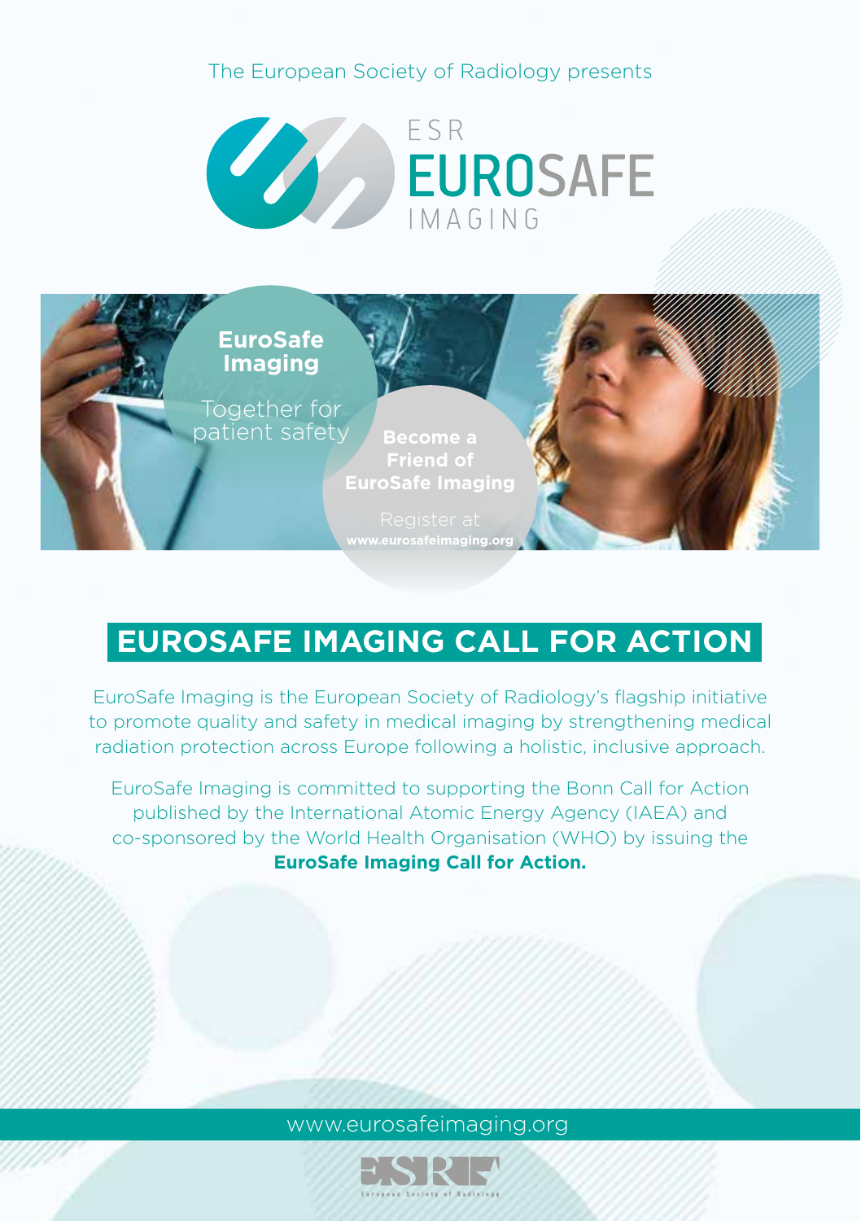The European Society of Radiology presents

# ESR EUROSAFE IMAGING

**EuroSafe Imaging**

Together for patient safety

**Become a Friend of EuroSafe Imaging**

Register at **www.eurosafeimaging.org**

## EUROSAFE IMAGING CALL FOR ACTION

EuroSafe Imaging is the European Society of Radiology's flagship initiative to promote quality and safety in medical imaging by strengthening medical radiation protection across Europe following a holistic, inclusive approach.

EuroSafe Imaging is committed to supporting the Bonn Call for Action published by the International Atomic Energy Agency (IAEA) and co-sponsored by the World Health Organisation (WHO) by issuing the **EuroSafe Imaging Call for Action.**

www.eurosafeimaging.org

ESR European Society of Radiology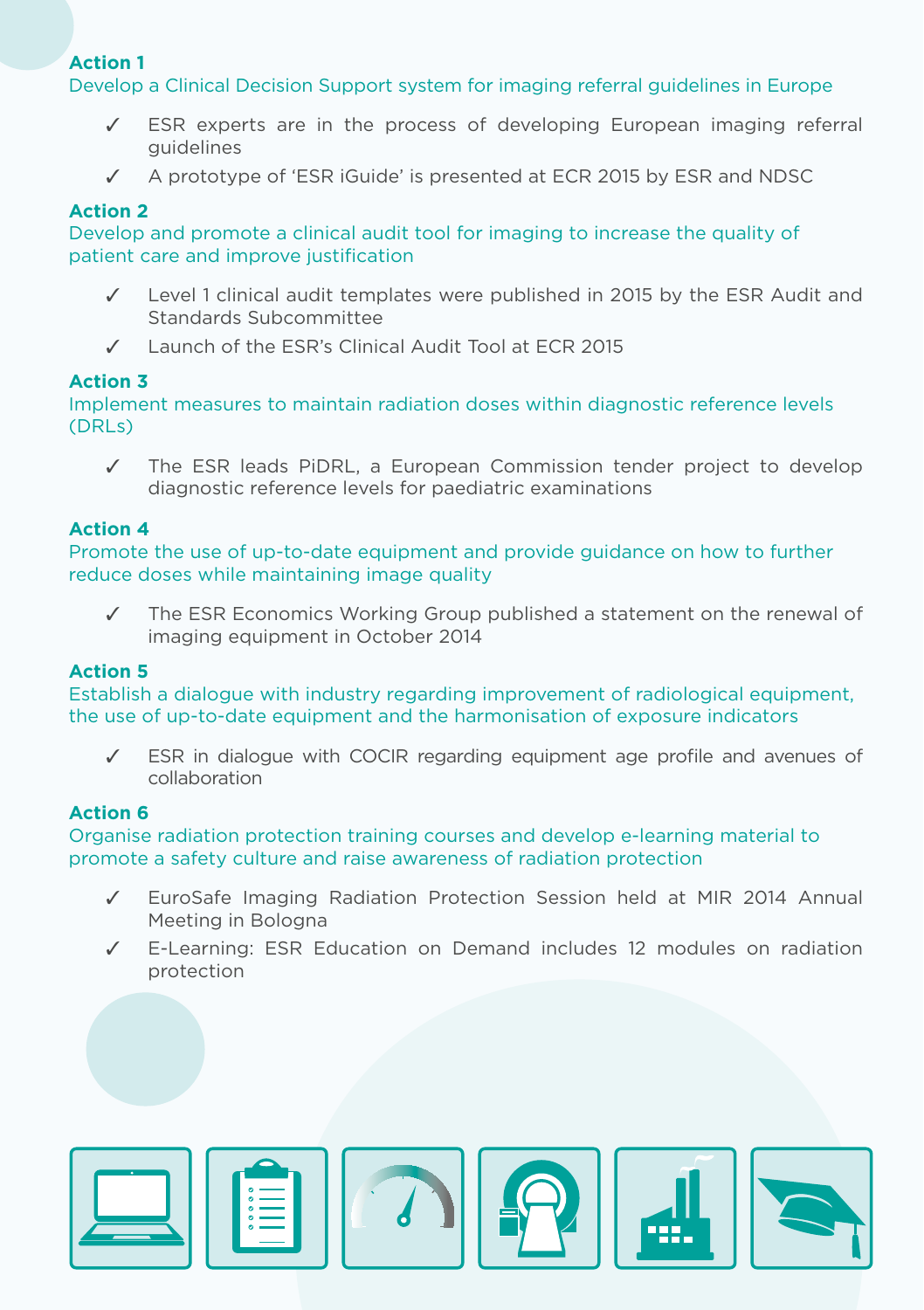### Action 1

Develop a Clinical Decision Support system for imaging referral guidelines in Europe

- ✓ ESR experts are in the process of developing European imaging referral guidelines
- ✓ A prototype of 'ESR iGuide' is presented at ECR 2015 by ESR and NDSC

### Action 2

Develop and promote a clinical audit tool for imaging to increase the quality of patient care and improve justification

- ✓ Level 1 clinical audit templates were published in 2015 by the ESR Audit and Standards Subcommittee
- ✓ Launch of the ESR's Clinical Audit Tool at ECR 2015

### Action 3

Implement measures to maintain radiation doses within diagnostic reference levels (DRLs)

- ✓ The ESR leads PiDRL, a European Commission tender project to develop diagnostic reference levels for paediatric examinations

### Action 4

Promote the use of up-to-date equipment and provide guidance on how to further reduce doses while maintaining image quality

- ✓ The ESR Economics Working Group published a statement on the renewal of imaging equipment in October 2014

### Action 5

Establish a dialogue with industry regarding improvement of radiological equipment, the use of up-to-date equipment and the harmonisation of exposure indicators

- ✓ ESR in dialogue with COCIR regarding equipment age profile and avenues of collaboration

### Action 6

Organise radiation protection training courses and develop e-learning material to promote a safety culture and raise awareness of radiation protection

- ✓ EuroSafe Imaging Radiation Protection Session held at MIR 2014 Annual Meeting in Bologna
- ✓ E-Learning: ESR Education on Demand includes 12 modules on radiation protection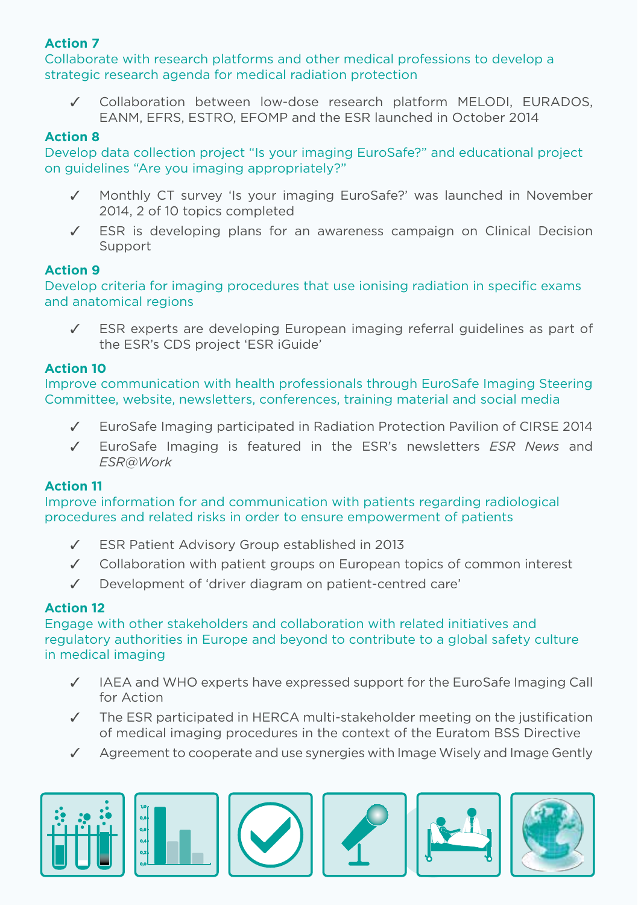**Action 7**

Collaborate with research platforms and other medical professions to develop a strategic research agenda for medical radiation protection

- ✓ Collaboration between low-dose research platform MELODI, EURADOS, EANM, EFRS, ESTRO, EFOMP and the ESR launched in October 2014

**Action 8**

Develop data collection project "Is your imaging EuroSafe?" and educational project on guidelines "Are you imaging appropriately?"

- ✓ Monthly CT survey 'Is your imaging EuroSafe?' was launched in November 2014, 2 of 10 topics completed
- ✓ ESR is developing plans for an awareness campaign on Clinical Decision Support

**Action 9**

Develop criteria for imaging procedures that use ionising radiation in specific exams and anatomical regions

- ✓ ESR experts are developing European imaging referral guidelines as part of the ESR's CDS project 'ESR iGuide'

**Action 10**

Improve communication with health professionals through EuroSafe Imaging Steering Committee, website, newsletters, conferences, training material and social media

- ✓ EuroSafe Imaging participated in Radiation Protection Pavilion of CIRSE 2014
- ✓ EuroSafe Imaging is featured in the ESR's newsletters *ESR News* and *ESR@Work*

**Action 11**

Improve information for and communication with patients regarding radiological procedures and related risks in order to ensure empowerment of patients

- ✓ ESR Patient Advisory Group established in 2013
- ✓ Collaboration with patient groups on European topics of common interest
- ✓ Development of 'driver diagram on patient-centred care'

**Action 12**

Engage with other stakeholders and collaboration with related initiatives and regulatory authorities in Europe and beyond to contribute to a global safety culture in medical imaging

- ✓ IAEA and WHO experts have expressed support for the EuroSafe Imaging Call for Action
- ✓ The ESR participated in HERCA multi-stakeholder meeting on the justification of medical imaging procedures in the context of the Euratom BSS Directive
- ✓ Agreement to cooperate and use synergies with Image Wisely and Image Gently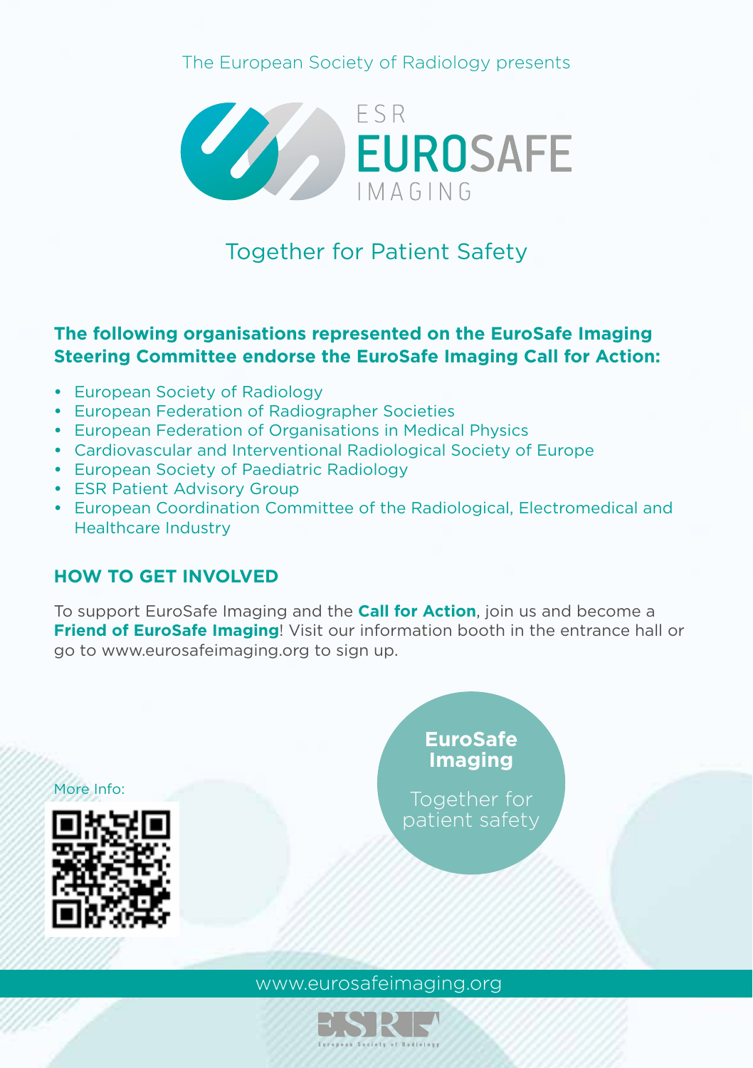The European Society of Radiology presents

ESR EUROSAFE IMAGING

Together for Patient Safety

**The following organisations represented on the EuroSafe Imaging Steering Committee endorse the EuroSafe Imaging Call for Action:**

- European Society of Radiology
- European Federation of Radiographer Societies
- European Federation of Organisations in Medical Physics
- Cardiovascular and Interventional Radiological Society of Europe
- European Society of Paediatric Radiology
- ESR Patient Advisory Group
- European Coordination Committee of the Radiological, Electromedical and Healthcare Industry

## HOW TO GET INVOLVED

To support EuroSafe Imaging and the **Call for Action**, join us and become a **Friend of EuroSafe Imaging**! Visit our information booth in the entrance hall or go to www.eurosafeimaging.org to sign up.

More Info:

**EuroSafe Imaging**

Together for patient safety

www.eurosafeimaging.org

ESR European Society of Radiology